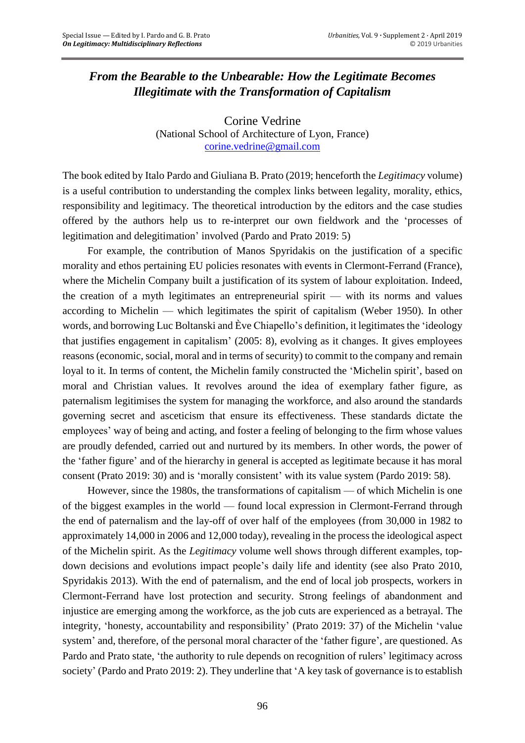# *From the Bearable to the Unbearable: How the Legitimate Becomes Illegitimate with the Transformation of Capitalism*

Corine Vedrine
(National School of Architecture of Lyon, France)
corine.vedrine@gmail.com

The book edited by Italo Pardo and Giuliana B. Prato (2019; henceforth the *Legitimacy* volume) is a useful contribution to understanding the complex links between legality, morality, ethics, responsibility and legitimacy. The theoretical introduction by the editors and the case studies offered by the authors help us to re-interpret our own fieldwork and the 'processes of legitimation and delegitimation' involved (Pardo and Prato 2019: 5)

For example, the contribution of Manos Spyridakis on the justification of a specific morality and ethos pertaining EU policies resonates with events in Clermont-Ferrand (France), where the Michelin Company built a justification of its system of labour exploitation. Indeed, the creation of a myth legitimates an entrepreneurial spirit — with its norms and values according to Michelin — which legitimates the spirit of capitalism (Weber 1950). In other words, and borrowing Luc Boltanski and Ève Chiapello's definition, it legitimates the 'ideology that justifies engagement in capitalism' (2005: 8), evolving as it changes. It gives employees reasons (economic, social, moral and in terms of security) to commit to the company and remain loyal to it. In terms of content, the Michelin family constructed the 'Michelin spirit', based on moral and Christian values. It revolves around the idea of exemplary father figure, as paternalism legitimises the system for managing the workforce, and also around the standards governing secret and asceticism that ensure its effectiveness. These standards dictate the employees' way of being and acting, and foster a feeling of belonging to the firm whose values are proudly defended, carried out and nurtured by its members. In other words, the power of the 'father figure' and of the hierarchy in general is accepted as legitimate because it has moral consent (Prato 2019: 30) and is 'morally consistent' with its value system (Pardo 2019: 58).

However, since the 1980s, the transformations of capitalism — of which Michelin is one of the biggest examples in the world — found local expression in Clermont-Ferrand through the end of paternalism and the lay-off of over half of the employees (from 30,000 in 1982 to approximately 14,000 in 2006 and 12,000 today), revealing in the process the ideological aspect of the Michelin spirit. As the *Legitimacy* volume well shows through different examples, top-down decisions and evolutions impact people's daily life and identity (see also Prato 2010, Spyridakis 2013). With the end of paternalism, and the end of local job prospects, workers in Clermont-Ferrand have lost protection and security. Strong feelings of abandonment and injustice are emerging among the workforce, as the job cuts are experienced as a betrayal. The integrity, 'honesty, accountability and responsibility' (Prato 2019: 37) of the Michelin 'value system' and, therefore, of the personal moral character of the 'father figure', are questioned. As Pardo and Prato state, 'the authority to rule depends on recognition of rulers' legitimacy across society' (Pardo and Prato 2019: 2). They underline that 'A key task of governance is to establish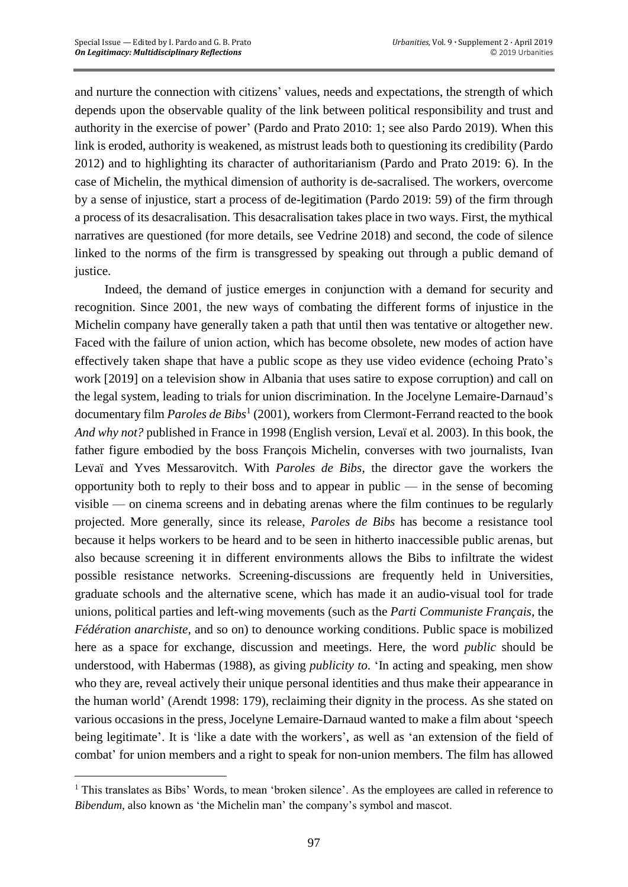and nurture the connection with citizens' values, needs and expectations, the strength of which depends upon the observable quality of the link between political responsibility and trust and authority in the exercise of power' (Pardo and Prato 2010: 1; see also Pardo 2019). When this link is eroded, authority is weakened, as mistrust leads both to questioning its credibility (Pardo 2012) and to highlighting its character of authoritarianism (Pardo and Prato 2019: 6). In the case of Michelin, the mythical dimension of authority is de-sacralised. The workers, overcome by a sense of injustice, start a process of de-legitimation (Pardo 2019: 59) of the firm through a process of its desacralisation. This desacralisation takes place in two ways. First, the mythical narratives are questioned (for more details, see Vedrine 2018) and second, the code of silence linked to the norms of the firm is transgressed by speaking out through a public demand of justice.

Indeed, the demand of justice emerges in conjunction with a demand for security and recognition. Since 2001, the new ways of combating the different forms of injustice in the Michelin company have generally taken a path that until then was tentative or altogether new. Faced with the failure of union action, which has become obsolete, new modes of action have effectively taken shape that have a public scope as they use video evidence (echoing Prato's work [2019] on a television show in Albania that uses satire to expose corruption) and call on the legal system, leading to trials for union discrimination. In the Jocelyne Lemaire-Darnaud's documentary film *Paroles de Bibs*[1] (2001), workers from Clermont-Ferrand reacted to the book *And why not?* published in France in 1998 (English version, Levaï et al. 2003). In this book, the father figure embodied by the boss François Michelin, converses with two journalists, Ivan Levaï and Yves Messarovitch. With *Paroles de Bibs*, the director gave the workers the opportunity both to reply to their boss and to appear in public — in the sense of becoming visible — on cinema screens and in debating arenas where the film continues to be regularly projected. More generally, since its release, *Paroles de Bibs* has become a resistance tool because it helps workers to be heard and to be seen in hitherto inaccessible public arenas, but also because screening it in different environments allows the Bibs to infiltrate the widest possible resistance networks. Screening-discussions are frequently held in Universities, graduate schools and the alternative scene, which has made it an audio-visual tool for trade unions, political parties and left-wing movements (such as the *Parti Communiste Français*, the *Fédération anarchiste*, and so on) to denounce working conditions. Public space is mobilized here as a space for exchange, discussion and meetings. Here, the word *public* should be understood, with Habermas (1988), as giving *publicity to*. 'In acting and speaking, men show who they are, reveal actively their unique personal identities and thus make their appearance in the human world' (Arendt 1998: 179), reclaiming their dignity in the process. As she stated on various occasions in the press, Jocelyne Lemaire-Darnaud wanted to make a film about 'speech being legitimate'. It is 'like a date with the workers', as well as 'an extension of the field of combat' for union members and a right to speak for non-union members. The film has allowed

---

[1] This translates as Bibs' Words, to mean 'broken silence'. As the employees are called in reference to *Bibendum*, also known as 'the Michelin man' the company's symbol and mascot.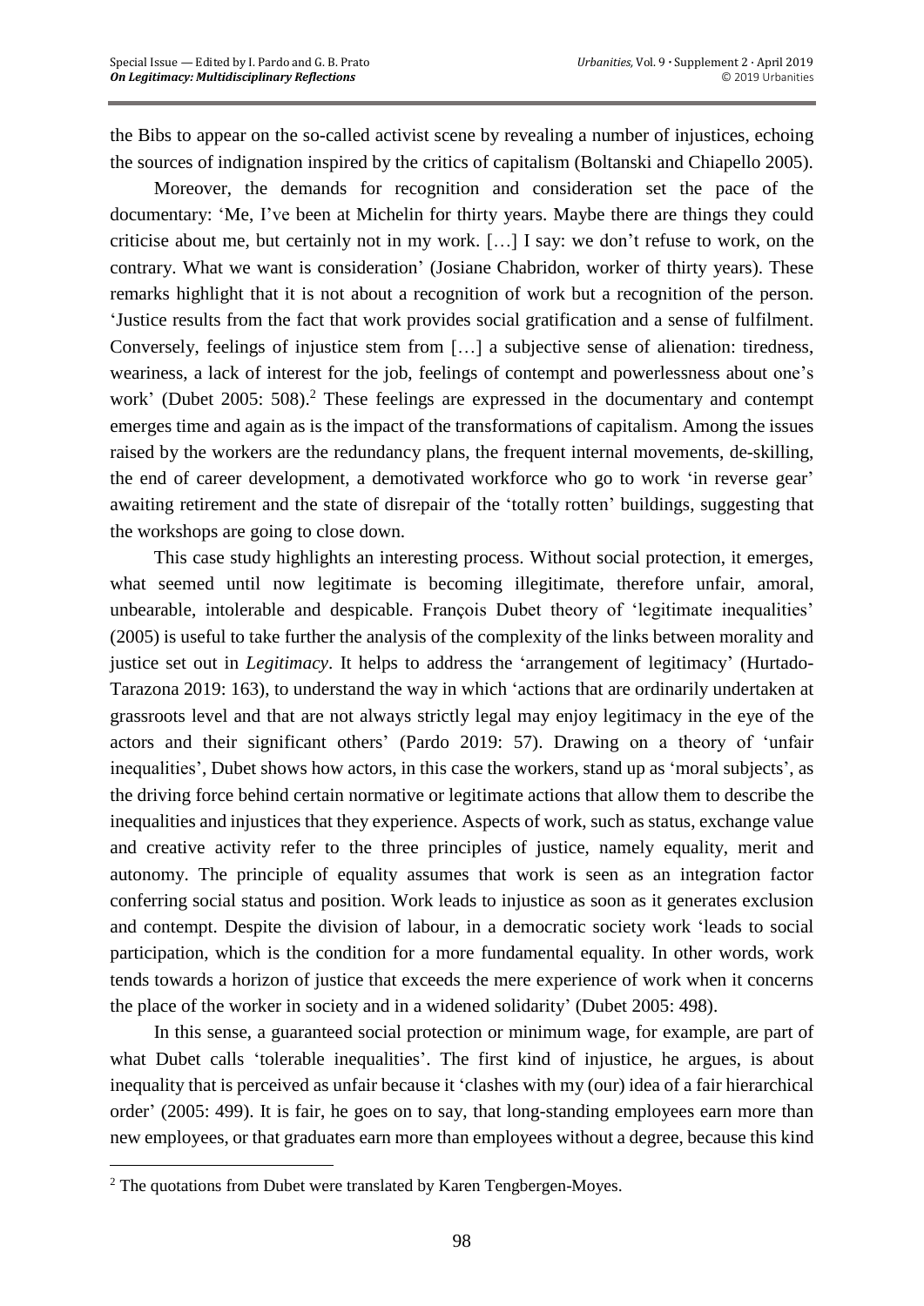the Bibs to appear on the so-called activist scene by revealing a number of injustices, echoing the sources of indignation inspired by the critics of capitalism (Boltanski and Chiapello 2005).

Moreover, the demands for recognition and consideration set the pace of the documentary: 'Me, I've been at Michelin for thirty years. Maybe there are things they could criticise about me, but certainly not in my work. […] I say: we don't refuse to work, on the contrary. What we want is consideration' (Josiane Chabridon, worker of thirty years). These remarks highlight that it is not about a recognition of work but a recognition of the person. 'Justice results from the fact that work provides social gratification and a sense of fulfilment. Conversely, feelings of injustice stem from […] a subjective sense of alienation: tiredness, weariness, a lack of interest for the job, feelings of contempt and powerlessness about one's work' (Dubet 2005: 508).[2] These feelings are expressed in the documentary and contempt emerges time and again as is the impact of the transformations of capitalism. Among the issues raised by the workers are the redundancy plans, the frequent internal movements, de-skilling, the end of career development, a demotivated workforce who go to work 'in reverse gear' awaiting retirement and the state of disrepair of the 'totally rotten' buildings, suggesting that the workshops are going to close down.

This case study highlights an interesting process. Without social protection, it emerges, what seemed until now legitimate is becoming illegitimate, therefore unfair, amoral, unbearable, intolerable and despicable. François Dubet theory of 'legitimate inequalities' (2005) is useful to take further the analysis of the complexity of the links between morality and justice set out in *Legitimacy*. It helps to address the 'arrangement of legitimacy' (Hurtado-Tarazona 2019: 163), to understand the way in which 'actions that are ordinarily undertaken at grassroots level and that are not always strictly legal may enjoy legitimacy in the eye of the actors and their significant others' (Pardo 2019: 57). Drawing on a theory of 'unfair inequalities', Dubet shows how actors, in this case the workers, stand up as 'moral subjects', as the driving force behind certain normative or legitimate actions that allow them to describe the inequalities and injustices that they experience. Aspects of work, such as status, exchange value and creative activity refer to the three principles of justice, namely equality, merit and autonomy. The principle of equality assumes that work is seen as an integration factor conferring social status and position. Work leads to injustice as soon as it generates exclusion and contempt. Despite the division of labour, in a democratic society work 'leads to social participation, which is the condition for a more fundamental equality. In other words, work tends towards a horizon of justice that exceeds the mere experience of work when it concerns the place of the worker in society and in a widened solidarity' (Dubet 2005: 498).

In this sense, a guaranteed social protection or minimum wage, for example, are part of what Dubet calls 'tolerable inequalities'. The first kind of injustice, he argues, is about inequality that is perceived as unfair because it 'clashes with my (our) idea of a fair hierarchical order' (2005: 499). It is fair, he goes on to say, that long-standing employees earn more than new employees, or that graduates earn more than employees without a degree, because this kind

[2] The quotations from Dubet were translated by Karen Tengbergen-Moyes.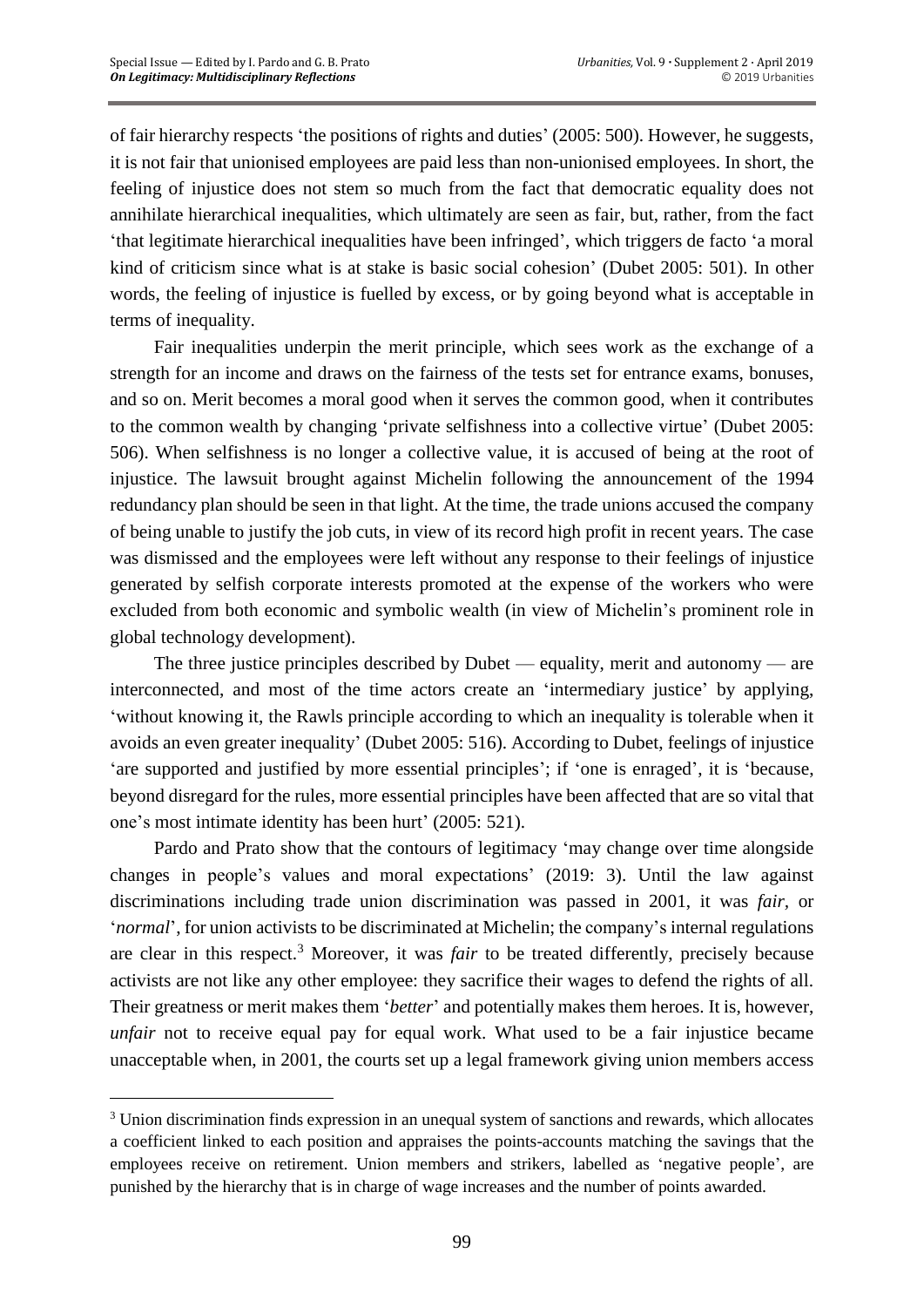of fair hierarchy respects 'the positions of rights and duties' (2005: 500). However, he suggests, it is not fair that unionised employees are paid less than non-unionised employees. In short, the feeling of injustice does not stem so much from the fact that democratic equality does not annihilate hierarchical inequalities, which ultimately are seen as fair, but, rather, from the fact 'that legitimate hierarchical inequalities have been infringed', which triggers de facto 'a moral kind of criticism since what is at stake is basic social cohesion' (Dubet 2005: 501). In other words, the feeling of injustice is fuelled by excess, or by going beyond what is acceptable in terms of inequality.

Fair inequalities underpin the merit principle, which sees work as the exchange of a strength for an income and draws on the fairness of the tests set for entrance exams, bonuses, and so on. Merit becomes a moral good when it serves the common good, when it contributes to the common wealth by changing 'private selfishness into a collective virtue' (Dubet 2005: 506). When selfishness is no longer a collective value, it is accused of being at the root of injustice. The lawsuit brought against Michelin following the announcement of the 1994 redundancy plan should be seen in that light. At the time, the trade unions accused the company of being unable to justify the job cuts, in view of its record high profit in recent years. The case was dismissed and the employees were left without any response to their feelings of injustice generated by selfish corporate interests promoted at the expense of the workers who were excluded from both economic and symbolic wealth (in view of Michelin's prominent role in global technology development).

The three justice principles described by Dubet — equality, merit and autonomy — are interconnected, and most of the time actors create an 'intermediary justice' by applying, 'without knowing it, the Rawls principle according to which an inequality is tolerable when it avoids an even greater inequality' (Dubet 2005: 516). According to Dubet, feelings of injustice 'are supported and justified by more essential principles'; if 'one is enraged', it is 'because, beyond disregard for the rules, more essential principles have been affected that are so vital that one's most intimate identity has been hurt' (2005: 521).

Pardo and Prato show that the contours of legitimacy 'may change over time alongside changes in people's values and moral expectations' (2019: 3). Until the law against discriminations including trade union discrimination was passed in 2001, it was *fair,* or '*normal*', for union activists to be discriminated at Michelin; the company's internal regulations are clear in this respect.[3] Moreover, it was *fair* to be treated differently, precisely because activists are not like any other employee: they sacrifice their wages to defend the rights of all. Their greatness or merit makes them '*better*' and potentially makes them heroes. It is, however, *unfair* not to receive equal pay for equal work. What used to be a fair injustice became unacceptable when, in 2001, the courts set up a legal framework giving union members access

[3] Union discrimination finds expression in an unequal system of sanctions and rewards, which allocates a coefficient linked to each position and appraises the points-accounts matching the savings that the employees receive on retirement. Union members and strikers, labelled as 'negative people', are punished by the hierarchy that is in charge of wage increases and the number of points awarded.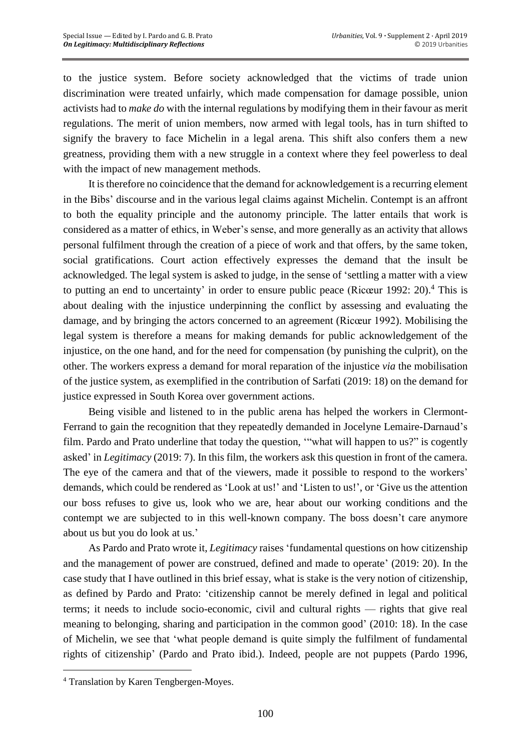to the justice system. Before society acknowledged that the victims of trade union discrimination were treated unfairly, which made compensation for damage possible, union activists had to *make do* with the internal regulations by modifying them in their favour as merit regulations. The merit of union members, now armed with legal tools, has in turn shifted to signify the bravery to face Michelin in a legal arena. This shift also confers them a new greatness, providing them with a new struggle in a context where they feel powerless to deal with the impact of new management methods.

It is therefore no coincidence that the demand for acknowledgement is a recurring element in the Bibs' discourse and in the various legal claims against Michelin. Contempt is an affront to both the equality principle and the autonomy principle. The latter entails that work is considered as a matter of ethics, in Weber's sense, and more generally as an activity that allows personal fulfilment through the creation of a piece of work and that offers, by the same token, social gratifications. Court action effectively expresses the demand that the insult be acknowledged. The legal system is asked to judge, in the sense of 'settling a matter with a view to putting an end to uncertainty' in order to ensure public peace (Ricœur 1992: 20).[4] This is about dealing with the injustice underpinning the conflict by assessing and evaluating the damage, and by bringing the actors concerned to an agreement (Ricœur 1992). Mobilising the legal system is therefore a means for making demands for public acknowledgement of the injustice, on the one hand, and for the need for compensation (by punishing the culprit), on the other. The workers express a demand for moral reparation of the injustice *via* the mobilisation of the justice system, as exemplified in the contribution of Sarfati (2019: 18) on the demand for justice expressed in South Korea over government actions.

Being visible and listened to in the public arena has helped the workers in Clermont-Ferrand to gain the recognition that they repeatedly demanded in Jocelyne Lemaire-Darnaud's film. Pardo and Prato underline that today the question, '"what will happen to us?" is cogently asked' in *Legitimacy* (2019: 7). In this film, the workers ask this question in front of the camera. The eye of the camera and that of the viewers, made it possible to respond to the workers' demands, which could be rendered as 'Look at us!' and 'Listen to us!', or 'Give us the attention our boss refuses to give us, look who we are, hear about our working conditions and the contempt we are subjected to in this well-known company. The boss doesn't care anymore about us but you do look at us.'

As Pardo and Prato wrote it, *Legitimacy* raises 'fundamental questions on how citizenship and the management of power are construed, defined and made to operate' (2019: 20). In the case study that I have outlined in this brief essay, what is stake is the very notion of citizenship, as defined by Pardo and Prato: 'citizenship cannot be merely defined in legal and political terms; it needs to include socio-economic, civil and cultural rights — rights that give real meaning to belonging, sharing and participation in the common good' (2010: 18). In the case of Michelin, we see that 'what people demand is quite simply the fulfilment of fundamental rights of citizenship' (Pardo and Prato ibid.). Indeed, people are not puppets (Pardo 1996,

---

[4] Translation by Karen Tengbergen-Moyes.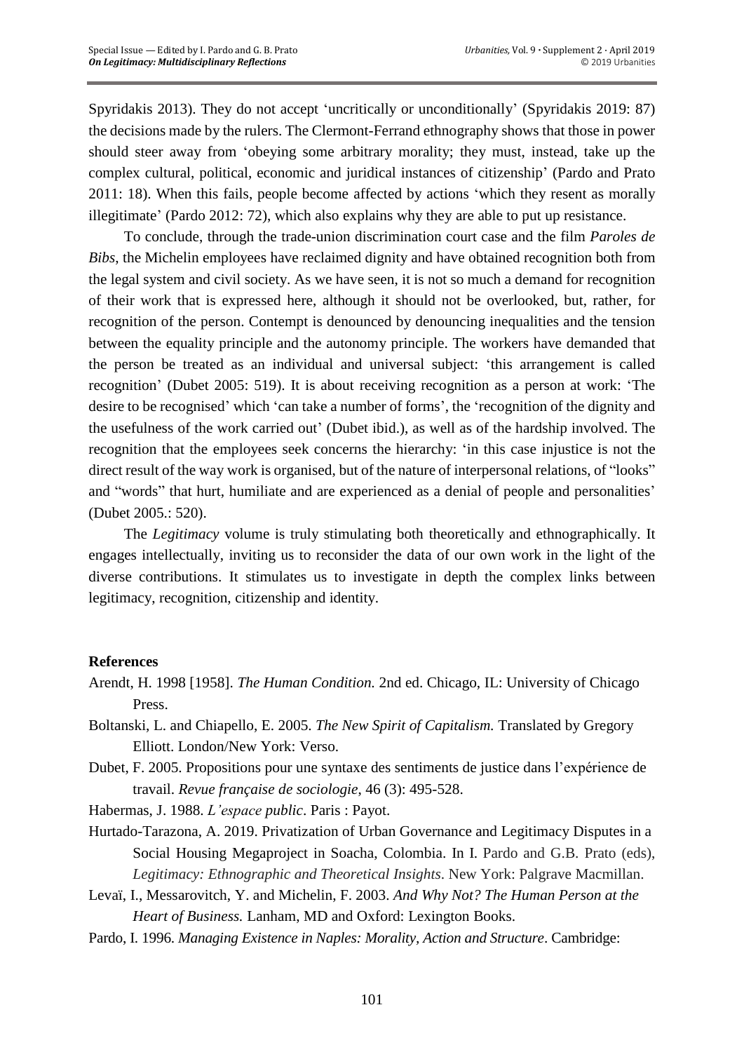Spyridakis 2013). They do not accept 'uncritically or unconditionally' (Spyridakis 2019: 87) the decisions made by the rulers. The Clermont-Ferrand ethnography shows that those in power should steer away from 'obeying some arbitrary morality; they must, instead, take up the complex cultural, political, economic and juridical instances of citizenship' (Pardo and Prato 2011: 18). When this fails, people become affected by actions 'which they resent as morally illegitimate' (Pardo 2012: 72), which also explains why they are able to put up resistance.

To conclude, through the trade-union discrimination court case and the film *Paroles de Bibs*, the Michelin employees have reclaimed dignity and have obtained recognition both from the legal system and civil society. As we have seen, it is not so much a demand for recognition of their work that is expressed here, although it should not be overlooked, but, rather, for recognition of the person. Contempt is denounced by denouncing inequalities and the tension between the equality principle and the autonomy principle. The workers have demanded that the person be treated as an individual and universal subject: 'this arrangement is called recognition' (Dubet 2005: 519). It is about receiving recognition as a person at work: 'The desire to be recognised' which 'can take a number of forms', the 'recognition of the dignity and the usefulness of the work carried out' (Dubet ibid.), as well as of the hardship involved. The recognition that the employees seek concerns the hierarchy: 'in this case injustice is not the direct result of the way work is organised, but of the nature of interpersonal relations, of "looks" and "words" that hurt, humiliate and are experienced as a denial of people and personalities' (Dubet 2005.: 520).

The *Legitimacy* volume is truly stimulating both theoretically and ethnographically. It engages intellectually, inviting us to reconsider the data of our own work in the light of the diverse contributions. It stimulates us to investigate in depth the complex links between legitimacy, recognition, citizenship and identity.

## References

Arendt, H. 1998 [1958]. *The Human Condition.* 2nd ed. Chicago, IL: University of Chicago Press.

Boltanski, L. and Chiapello, E. 2005. *The New Spirit of Capitalism.* Translated by Gregory Elliott. London/New York: Verso.

Dubet, F. 2005. Propositions pour une syntaxe des sentiments de justice dans l'expérience de travail. *Revue française de sociologie*, 46 (3): 495-528.

Habermas, J. 1988. *L'espace public*. Paris : Payot.

Hurtado-Tarazona, A. 2019. Privatization of Urban Governance and Legitimacy Disputes in a Social Housing Megaproject in Soacha, Colombia. In I. Pardo and G.B. Prato (eds), *Legitimacy: Ethnographic and Theoretical Insights*. New York: Palgrave Macmillan.

Levaï, I., Messarovitch, Y. and Michelin, F. 2003. *And Why Not? The Human Person at the Heart of Business.* Lanham, MD and Oxford: Lexington Books.

Pardo, I. 1996. *Managing Existence in Naples: Morality, Action and Structure*. Cambridge: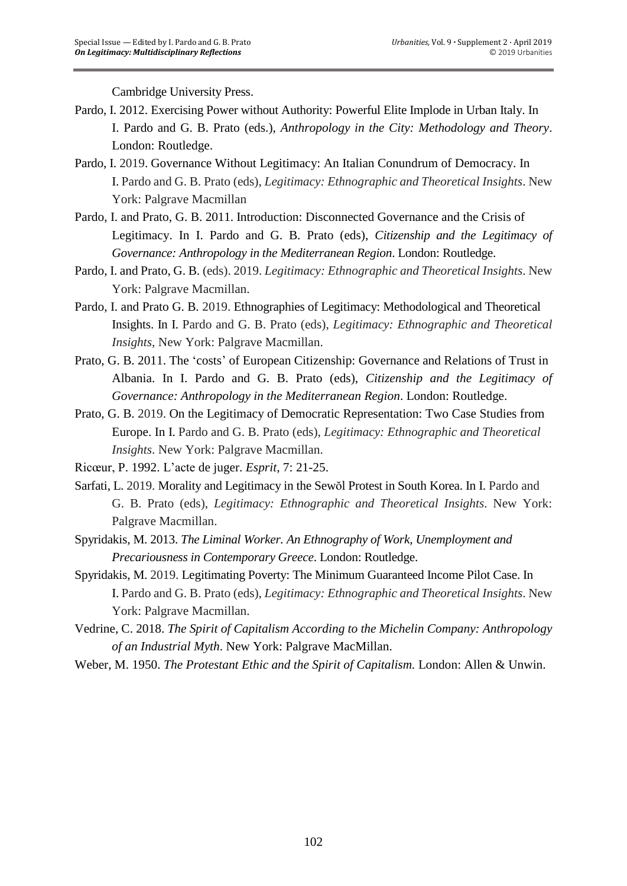Cambridge University Press.

Pardo, I. 2012. Exercising Power without Authority: Powerful Elite Implode in Urban Italy. In I. Pardo and G. B. Prato (eds.), *Anthropology in the City: Methodology and Theory*. London: Routledge.

Pardo, I. 2019. Governance Without Legitimacy: An Italian Conundrum of Democracy. In I. Pardo and G. B. Prato (eds), *Legitimacy: Ethnographic and Theoretical Insights*. New York: Palgrave Macmillan

Pardo, I. and Prato, G. B. 2011. Introduction: Disconnected Governance and the Crisis of Legitimacy. In I. Pardo and G. B. Prato (eds), *Citizenship and the Legitimacy of Governance: Anthropology in the Mediterranean Region*. London: Routledge.

Pardo, I. and Prato, G. B. (eds). 2019. *Legitimacy: Ethnographic and Theoretical Insights*. New York: Palgrave Macmillan.

Pardo, I. and Prato G. B. 2019. Ethnographies of Legitimacy: Methodological and Theoretical Insights. In I. Pardo and G. B. Prato (eds), *Legitimacy: Ethnographic and Theoretical Insights*, New York: Palgrave Macmillan.

Prato, G. B. 2011. The 'costs' of European Citizenship: Governance and Relations of Trust in Albania. In I. Pardo and G. B. Prato (eds), *Citizenship and the Legitimacy of Governance: Anthropology in the Mediterranean Region*. London: Routledge.

Prato, G. B. 2019. On the Legitimacy of Democratic Representation: Two Case Studies from Europe. In I. Pardo and G. B. Prato (eds), *Legitimacy: Ethnographic and Theoretical Insights*. New York: Palgrave Macmillan.

Ricœur, P. 1992. L'acte de juger. *Esprit*, 7: 21-25.

Sarfati, L. 2019. Morality and Legitimacy in the Sewŏl Protest in South Korea. In I. Pardo and G. B. Prato (eds), *Legitimacy: Ethnographic and Theoretical Insights*. New York: Palgrave Macmillan.

Spyridakis, M. 2013. *The Liminal Worker. An Ethnography of Work, Unemployment and Precariousness in Contemporary Greece*. London: Routledge.

Spyridakis, M. 2019. Legitimating Poverty: The Minimum Guaranteed Income Pilot Case. In I. Pardo and G. B. Prato (eds), *Legitimacy: Ethnographic and Theoretical Insights*. New York: Palgrave Macmillan.

Vedrine, C. 2018. *The Spirit of Capitalism According to the Michelin Company: Anthropology of an Industrial Myth*. New York: Palgrave MacMillan.

Weber, M. 1950. *The Protestant Ethic and the Spirit of Capitalism.* London: Allen & Unwin.